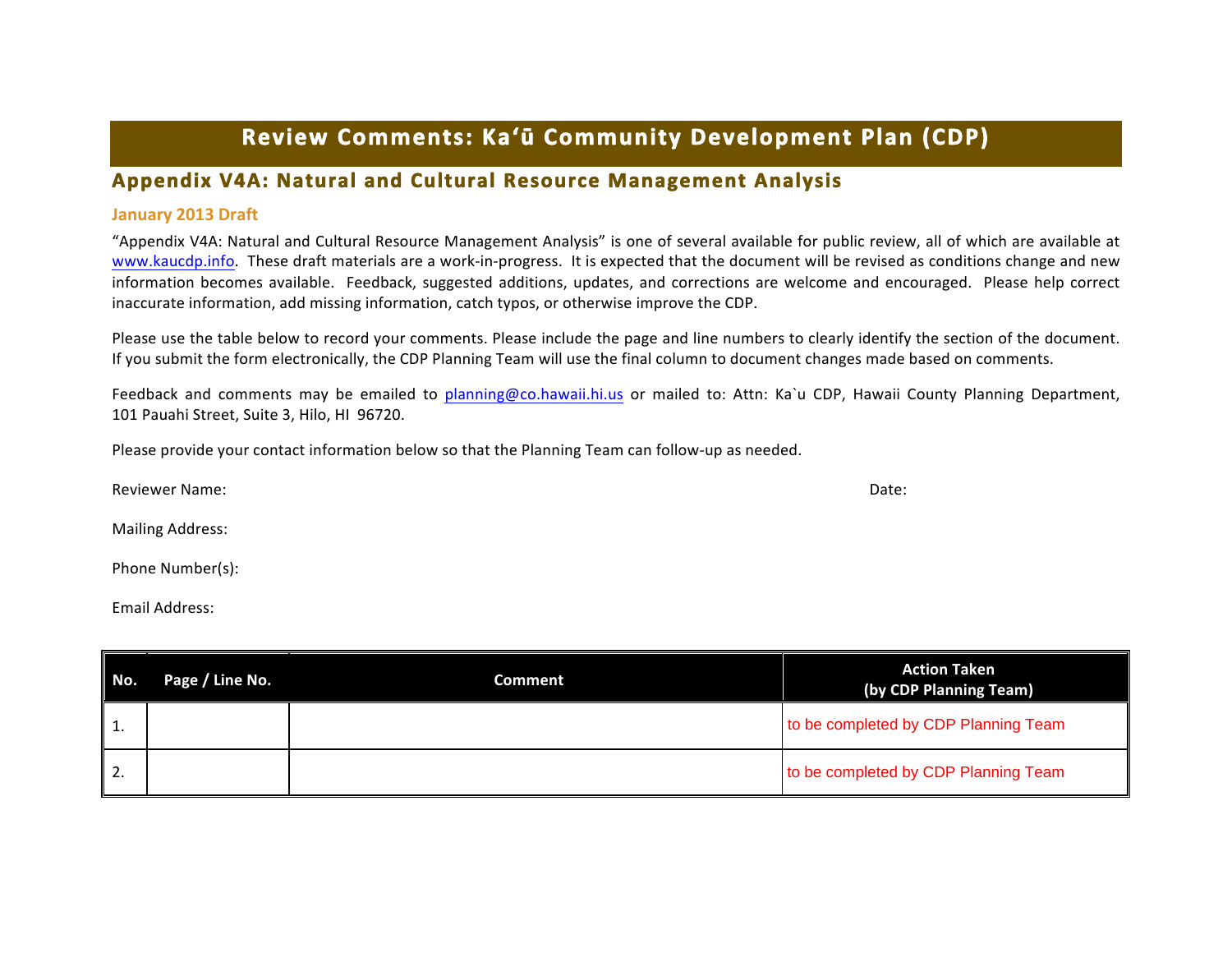# Review Comments: Ka'ū Community Development Plan (CDP)

## Appendix V4A: Natural and Cultural Resource Management Analysis

### January 2013 Draft

"Appendix V4A: Natural and Cultural Resource Management Analysis" is one of several available for public review, all of which are available at www.kaucdp.info. These draft materials are a work-in-progress. It is expected that the document will be revised as conditions change and new information becomes available. Feedback, suggested additions, updates, and corrections are welcome and encouraged. Please help correct inaccurate information, add missing information, catch typos, or otherwise improve the CDP.

Please use the table below to record your comments. Please include the page and line numbers to clearly identify the section of the document. If you submit the form electronically, the CDP Planning Team will use the final column to document changes made based on comments.

Feedback and comments may be emailed to planning@co.hawaii.hi.us or mailed to: Attn: Ka`u CDP, Hawaii County Planning Department, 101 Pauahi Street, Suite 3, Hilo, HI 96720.

Please provide your contact information below so that the Planning Team can follow-up as needed.

Reviewer Name: Date:

Mailing Address:

Phone Number(s):

Email Address:

| No. | Page / Line No. | Comment | Action Taken (by CDP Planning Team) |
|---|---|---|---|
| 1. | | | to be completed by CDP Planning Team |
| 2. | | | to be completed by CDP Planning Team |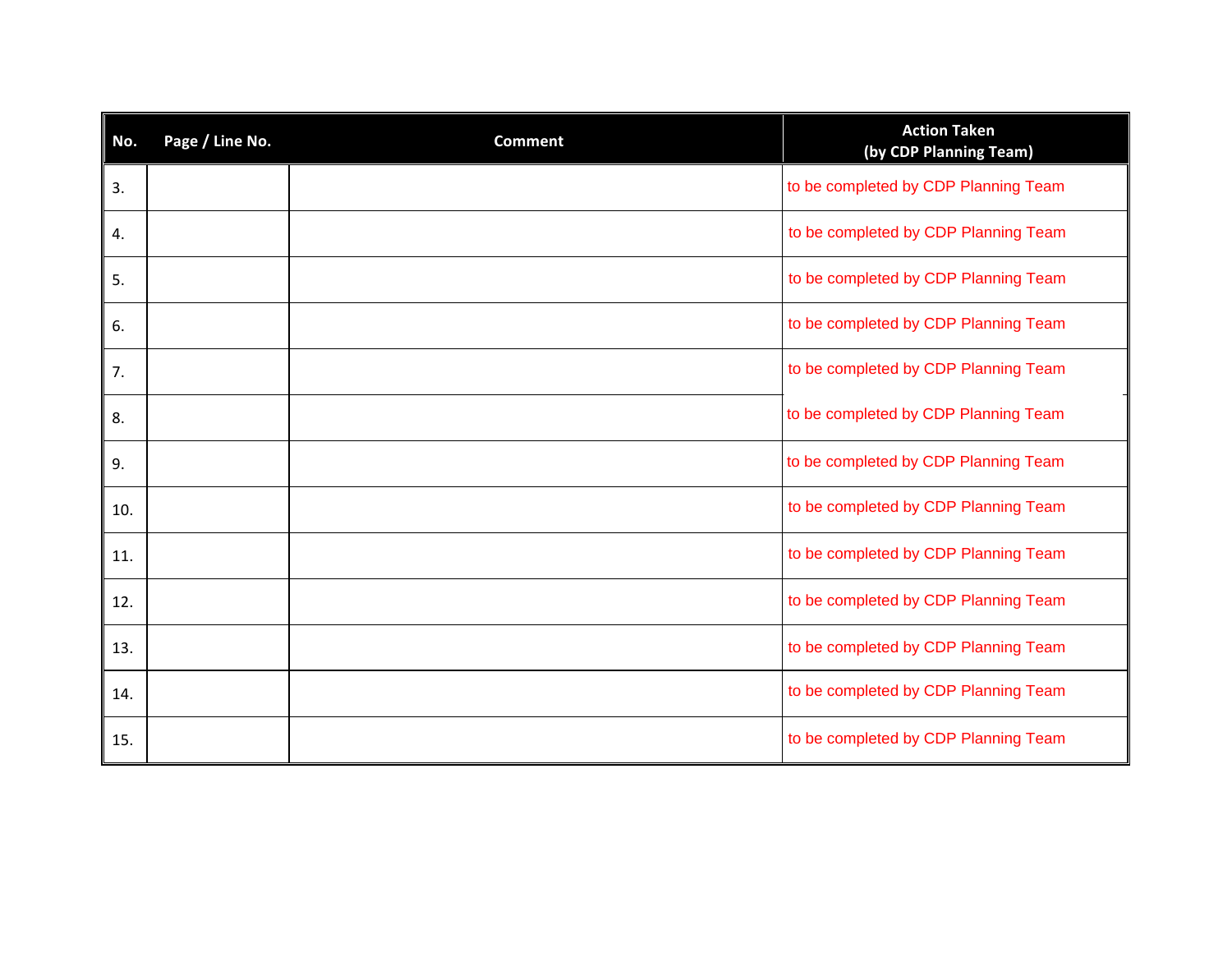| No. | Page / Line No. | Comment | Action Taken (by CDP Planning Team) |
|---|---|---|---|
| 3. | | | to be completed by CDP Planning Team |
| 4. | | | to be completed by CDP Planning Team |
| 5. | | | to be completed by CDP Planning Team |
| 6. | | | to be completed by CDP Planning Team |
| 7. | | | to be completed by CDP Planning Team |
| 8. | | | to be completed by CDP Planning Team |
| 9. | | | to be completed by CDP Planning Team |
| 10. | | | to be completed by CDP Planning Team |
| 11. | | | to be completed by CDP Planning Team |
| 12. | | | to be completed by CDP Planning Team |
| 13. | | | to be completed by CDP Planning Team |
| 14. | | | to be completed by CDP Planning Team |
| 15. | | | to be completed by CDP Planning Team |